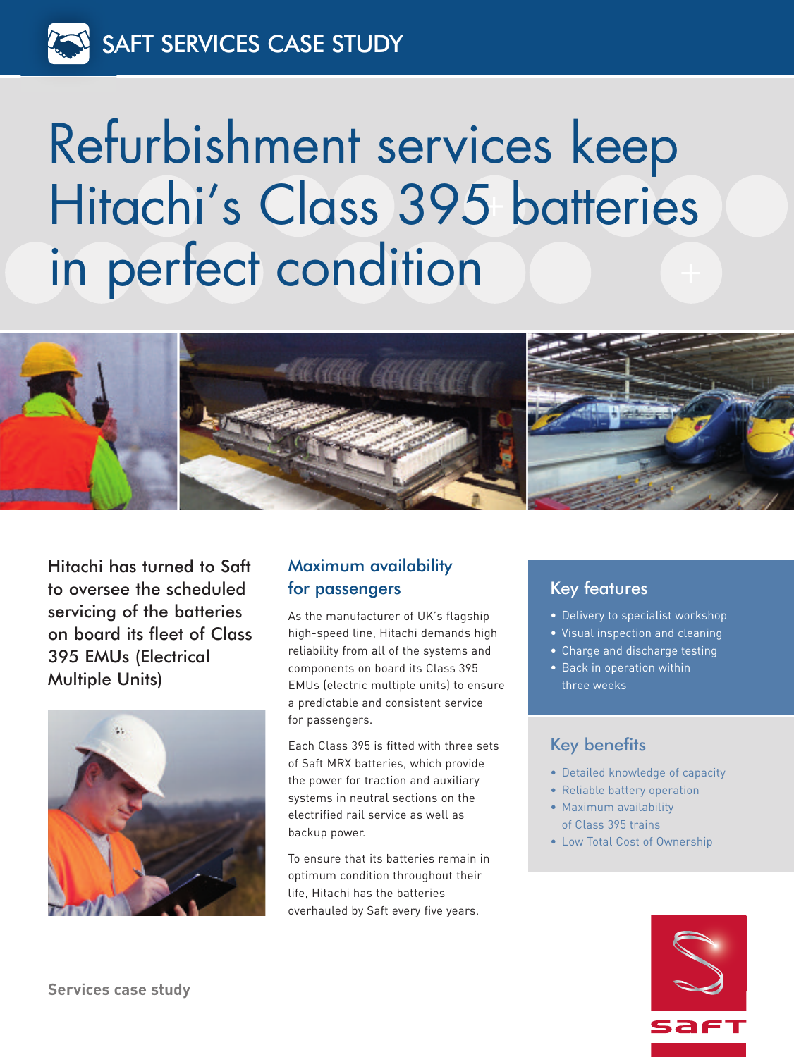SAFT SERVICES CASE STUDY

# Refurbishment services keep Hitachi's Class 395 batteries in perfect condition

Hitachi has turned to Saft to oversee the scheduled servicing of the batteries on board its fleet of Class 395 EMUs (Electrical Multiple Units)

## Maximum availability for passengers

As the manufacturer of UK's flagship high-speed line, Hitachi demands high reliability from all of the systems and components on board its Class 395 EMUs (electric multiple units) to ensure a predictable and consistent service for passengers.

Each Class 395 is fitted with three sets of Saft MRX batteries, which provide the power for traction and auxiliary systems in neutral sections on the electrified rail service as well as backup power.

To ensure that its batteries remain in optimum condition throughout their life, Hitachi has the batteries overhauled by Saft every five years.

### Key features

- Delivery to specialist workshop
- Visual inspection and cleaning
- Charge and discharge testing
- Back in operation within three weeks

### Key benefits

- Detailed knowledge of capacity
- Reliable battery operation
- Maximum availability of Class 395 trains
- Low Total Cost of Ownership

Services case study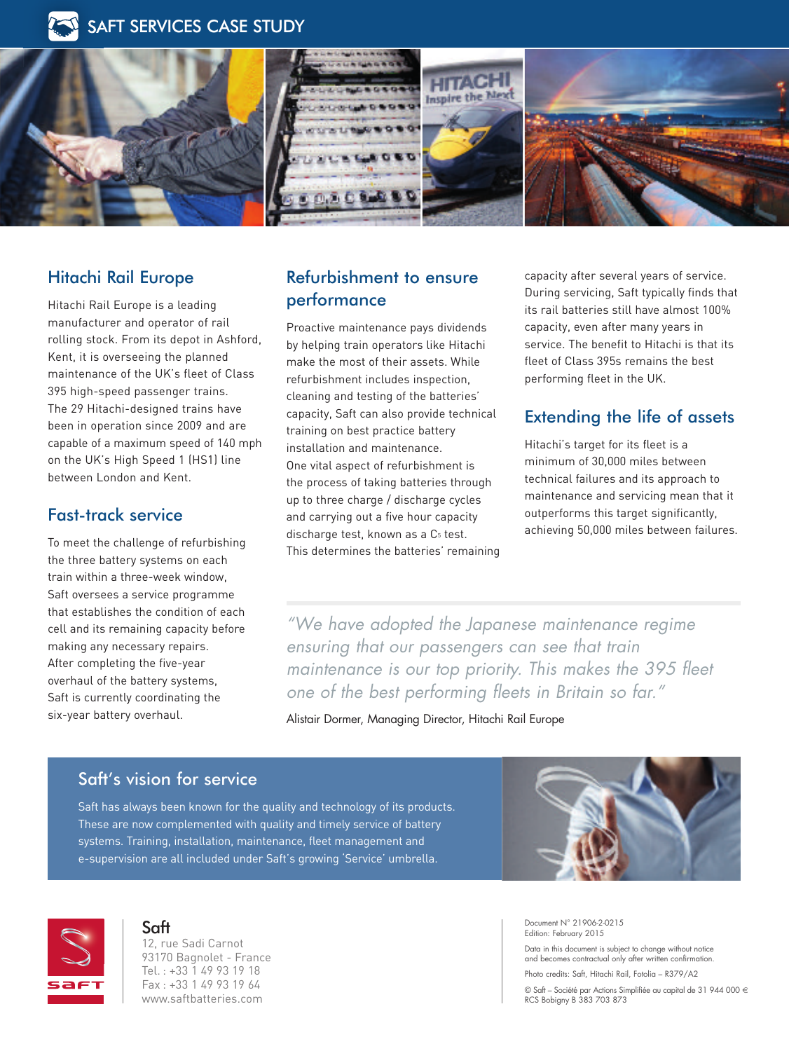# SAFT SERVICES CASE STUDY

## Hitachi Rail Europe

Hitachi Rail Europe is a leading manufacturer and operator of rail rolling stock. From its depot in Ashford, Kent, it is overseeing the planned maintenance of the UK's fleet of Class 395 high-speed passenger trains. The 29 Hitachi-designed trains have been in operation since 2009 and are capable of a maximum speed of 140 mph on the UK's High Speed 1 (HS1) line between London and Kent.

## Fast-track service

To meet the challenge of refurbishing the three battery systems on each train within a three-week window, Saft oversees a service programme that establishes the condition of each cell and its remaining capacity before making any necessary repairs. After completing the five-year overhaul of the battery systems, Saft is currently coordinating the six-year battery overhaul.

## Refurbishment to ensure performance

Proactive maintenance pays dividends by helping train operators like Hitachi make the most of their assets. While refurbishment includes inspection, cleaning and testing of the batteries' capacity, Saft can also provide technical training on best practice battery installation and maintenance. One vital aspect of refurbishment is the process of taking batteries through up to three charge / discharge cycles and carrying out a five hour capacity discharge test, known as a $C_5$ test. This determines the batteries' remaining capacity after several years of service. During servicing, Saft typically finds that its rail batteries still have almost 100% capacity, even after many years in service. The benefit to Hitachi is that its fleet of Class 395s remains the best performing fleet in the UK.

## Extending the life of assets

Hitachi's target for its fleet is a minimum of 30,000 miles between technical failures and its approach to maintenance and servicing mean that it outperforms this target significantly, achieving 50,000 miles between failures.

*"We have adopted the Japanese maintenance regime ensuring that our passengers can see that train maintenance is our top priority. This makes the 395 fleet one of the best performing fleets in Britain so far."*

Alistair Dormer, Managing Director, Hitachi Rail Europe

## Saft's vision for service

Saft has always been known for the quality and technology of its products. These are now complemented with quality and timely service of battery systems. Training, installation, maintenance, fleet management and e-supervision are all included under Saft's growing 'Service' umbrella.

**Saft**
12, rue Sadi Carnot
93170 Bagnolet - France
Tel. : +33 1 49 93 19 18
Fax : +33 1 49 93 19 64
www.saftbatteries.com

Document N° 21906-2-0215
Edition: February 2015

Data in this document is subject to change without notice and becomes contractual only after written confirmation.

Photo credits: Saft, Hitachi Rail, Fotolia – R379/A2

© Saft – Société par Actions Simplifiée au capital de 31 944 000 €
RCS Bobigny B 383 703 873